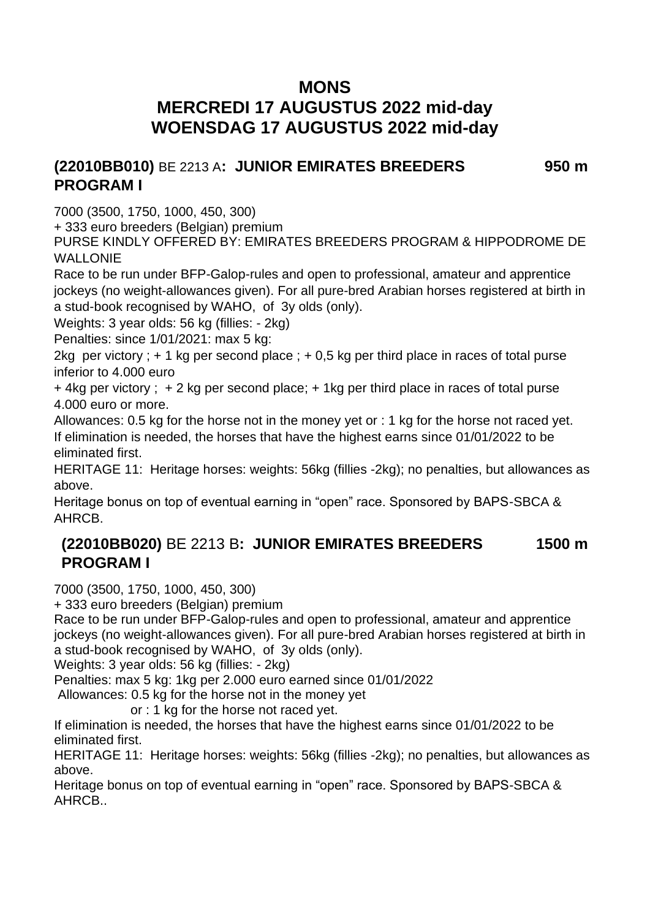# MONS
# MERCREDI 17 AUGUSTUS 2022 mid-day
# WOENSDAG 17 AUGUSTUS 2022 mid-day

## (22010BB010) BE 2213 A: JUNIOR EMIRATES BREEDERS PROGRAM I — 950 m

7000 (3500, 1750, 1000, 450, 300)
+ 333 euro breeders (Belgian) premium
PURSE KINDLY OFFERED BY: EMIRATES BREEDERS PROGRAM & HIPPODROME DE WALLONIE
Race to be run under BFP-Galop-rules and open to professional, amateur and apprentice jockeys (no weight-allowances given). For all pure-bred Arabian horses registered at birth in a stud-book recognised by WAHO, of 3y olds (only).
Weights: 3 year olds: 56 kg (fillies: - 2kg)
Penalties: since 1/01/2021: max 5 kg:
2kg per victory ; + 1 kg per second place ; + 0,5 kg per third place in races of total purse inferior to 4.000 euro
+ 4kg per victory ; + 2 kg per second place; + 1kg per third place in races of total purse 4.000 euro or more.
Allowances: 0.5 kg for the horse not in the money yet or : 1 kg for the horse not raced yet.
If elimination is needed, the horses that have the highest earns since 01/01/2022 to be eliminated first.
HERITAGE 11: Heritage horses: weights: 56kg (fillies -2kg); no penalties, but allowances as above.
Heritage bonus on top of eventual earning in "open" race. Sponsored by BAPS-SBCA & AHRCB.

## (22010BB020) BE 2213 B: JUNIOR EMIRATES BREEDERS PROGRAM I — 1500 m

7000 (3500, 1750, 1000, 450, 300)
+ 333 euro breeders (Belgian) premium
Race to be run under BFP-Galop-rules and open to professional, amateur and apprentice jockeys (no weight-allowances given). For all pure-bred Arabian horses registered at birth in a stud-book recognised by WAHO, of 3y olds (only).
Weights: 3 year olds: 56 kg (fillies: - 2kg)
Penalties: max 5 kg: 1kg per 2.000 euro earned since 01/01/2022
Allowances: 0.5 kg for the horse not in the money yet
or : 1 kg for the horse not raced yet.
If elimination is needed, the horses that have the highest earns since 01/01/2022 to be eliminated first.
HERITAGE 11: Heritage horses: weights: 56kg (fillies -2kg); no penalties, but allowances as above.
Heritage bonus on top of eventual earning in "open" race. Sponsored by BAPS-SBCA & AHRCB..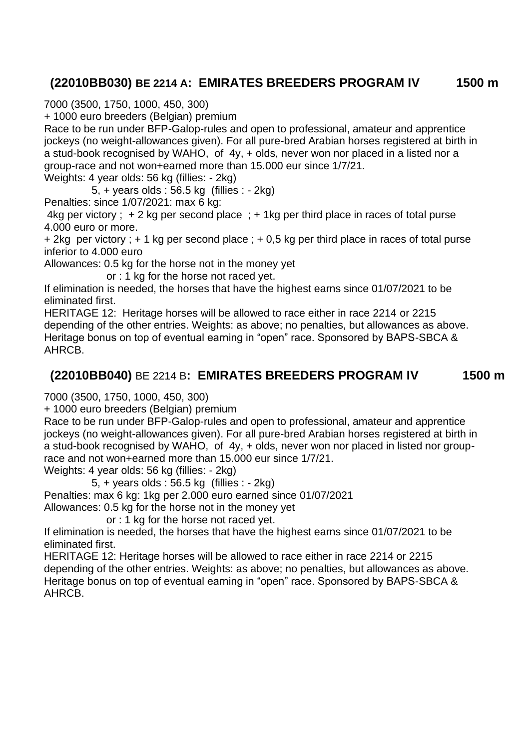## (22010BB030) BE 2214 A: EMIRATES BREEDERS PROGRAM IV 1500 m

7000 (3500, 1750, 1000, 450, 300)

+ 1000 euro breeders (Belgian) premium

Race to be run under BFP-Galop-rules and open to professional, amateur and apprentice jockeys (no weight-allowances given). For all pure-bred Arabian horses registered at birth in a stud-book recognised by WAHO, of 4y, + olds, never won nor placed in a listed nor a group-race and not won+earned more than 15.000 eur since 1/7/21.

Weights: 4 year olds: 56 kg (fillies: - 2kg)

5, + years olds : 56.5 kg (fillies : - 2kg)

Penalties: since 1/07/2021: max 6 kg:

4kg per victory ; + 2 kg per second place ; + 1kg per third place in races of total purse 4.000 euro or more.

+ 2kg per victory ; + 1 kg per second place ; + 0,5 kg per third place in races of total purse inferior to 4.000 euro

Allowances: 0.5 kg for the horse not in the money yet

or : 1 kg for the horse not raced yet.

If elimination is needed, the horses that have the highest earns since 01/07/2021 to be eliminated first.

HERITAGE 12: Heritage horses will be allowed to race either in race 2214 or 2215 depending of the other entries. Weights: as above; no penalties, but allowances as above. Heritage bonus on top of eventual earning in "open" race. Sponsored by BAPS-SBCA & AHRCB.

## (22010BB040) BE 2214 B: EMIRATES BREEDERS PROGRAM IV 1500 m

7000 (3500, 1750, 1000, 450, 300)

+ 1000 euro breeders (Belgian) premium

Race to be run under BFP-Galop-rules and open to professional, amateur and apprentice jockeys (no weight-allowances given). For all pure-bred Arabian horses registered at birth in a stud-book recognised by WAHO, of 4y, + olds, never won nor placed in listed nor group-race and not won+earned more than 15.000 eur since 1/7/21.

Weights: 4 year olds: 56 kg (fillies: - 2kg)

5, + years olds : 56.5 kg (fillies : - 2kg)

Penalties: max 6 kg: 1kg per 2.000 euro earned since 01/07/2021

Allowances: 0.5 kg for the horse not in the money yet

or : 1 kg for the horse not raced yet.

If elimination is needed, the horses that have the highest earns since 01/07/2021 to be eliminated first.

HERITAGE 12: Heritage horses will be allowed to race either in race 2214 or 2215 depending of the other entries. Weights: as above; no penalties, but allowances as above. Heritage bonus on top of eventual earning in "open" race. Sponsored by BAPS-SBCA & AHRCB.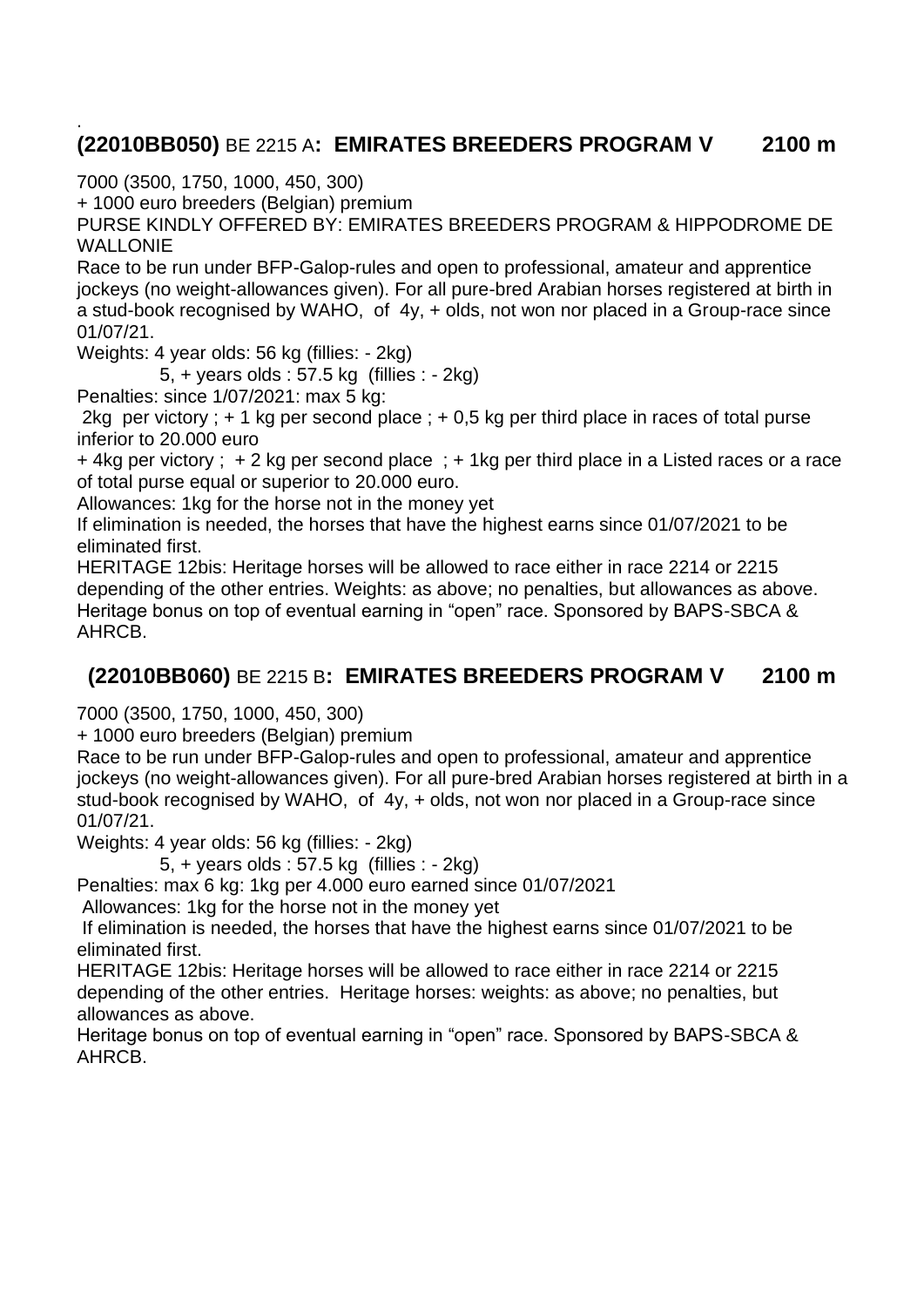.

## **(22010BB050)** BE 2215 A**: EMIRATES BREEDERS PROGRAM V 2100 m**

7000 (3500, 1750, 1000, 450, 300)
+ 1000 euro breeders (Belgian) premium
PURSE KINDLY OFFERED BY: EMIRATES BREEDERS PROGRAM & HIPPODROME DE WALLONIE
Race to be run under BFP-Galop-rules and open to professional, amateur and apprentice jockeys (no weight-allowances given). For all pure-bred Arabian horses registered at birth in a stud-book recognised by WAHO, of 4y, + olds, not won nor placed in a Group-race since 01/07/21.
Weights: 4 year olds: 56 kg (fillies: - 2kg)
5, + years olds : 57.5 kg (fillies : - 2kg)
Penalties: since 1/07/2021: max 5 kg:
2kg per victory ; + 1 kg per second place ; + 0,5 kg per third place in races of total purse inferior to 20.000 euro
+ 4kg per victory ; + 2 kg per second place ; + 1kg per third place in a Listed races or a race of total purse equal or superior to 20.000 euro.
Allowances: 1kg for the horse not in the money yet
If elimination is needed, the horses that have the highest earns since 01/07/2021 to be eliminated first.
HERITAGE 12bis: Heritage horses will be allowed to race either in race 2214 or 2215 depending of the other entries. Weights: as above; no penalties, but allowances as above. Heritage bonus on top of eventual earning in "open" race. Sponsored by BAPS-SBCA & AHRCB.

## **(22010BB060)** BE 2215 B**: EMIRATES BREEDERS PROGRAM V 2100 m**

7000 (3500, 1750, 1000, 450, 300)
+ 1000 euro breeders (Belgian) premium
Race to be run under BFP-Galop-rules and open to professional, amateur and apprentice jockeys (no weight-allowances given). For all pure-bred Arabian horses registered at birth in a stud-book recognised by WAHO, of 4y, + olds, not won nor placed in a Group-race since 01/07/21.
Weights: 4 year olds: 56 kg (fillies: - 2kg)
5, + years olds : 57.5 kg (fillies : - 2kg)
Penalties: max 6 kg: 1kg per 4.000 euro earned since 01/07/2021
Allowances: 1kg for the horse not in the money yet
If elimination is needed, the horses that have the highest earns since 01/07/2021 to be eliminated first.
HERITAGE 12bis: Heritage horses will be allowed to race either in race 2214 or 2215 depending of the other entries. Heritage horses: weights: as above; no penalties, but allowances as above.
Heritage bonus on top of eventual earning in "open" race. Sponsored by BAPS-SBCA & AHRCB.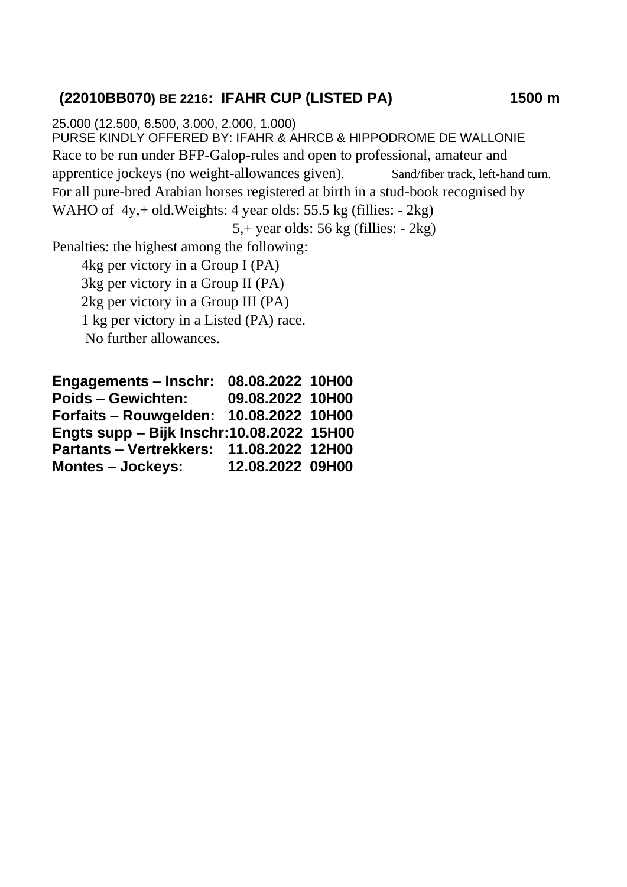## (22010BB070) BE 2216: IFAHR CUP (LISTED PA) 1500 m

25.000 (12.500, 6.500, 3.000, 2.000, 1.000)
PURSE KINDLY OFFERED BY: IFAHR & AHRCB & HIPPODROME DE WALLONIE
Race to be run under BFP-Galop-rules and open to professional, amateur and apprentice jockeys (no weight-allowances given). Sand/fiber track, left-hand turn.
For all pure-bred Arabian horses registered at birth in a stud-book recognised by WAHO of 4y,+ old.Weights: 4 year olds: 55.5 kg (fillies: - 2kg)
5,+ year olds: 56 kg (fillies: - 2kg)

Penalties: the highest among the following:

- 4kg per victory in a Group I (PA)
- 3kg per victory in a Group II (PA)
- 2kg per victory in a Group III (PA)
- 1 kg per victory in a Listed (PA) race.

No further allowances.

**Engagements – Inschr: 08.08.2022 10H00**
**Poids – Gewichten: 09.08.2022 10H00**
**Forfaits – Rouwgelden: 10.08.2022 10H00**
**Engts supp – Bijk Inschr: 10.08.2022 15H00**
**Partants – Vertrekkers: 11.08.2022 12H00**
**Montes – Jockeys: 12.08.2022 09H00**